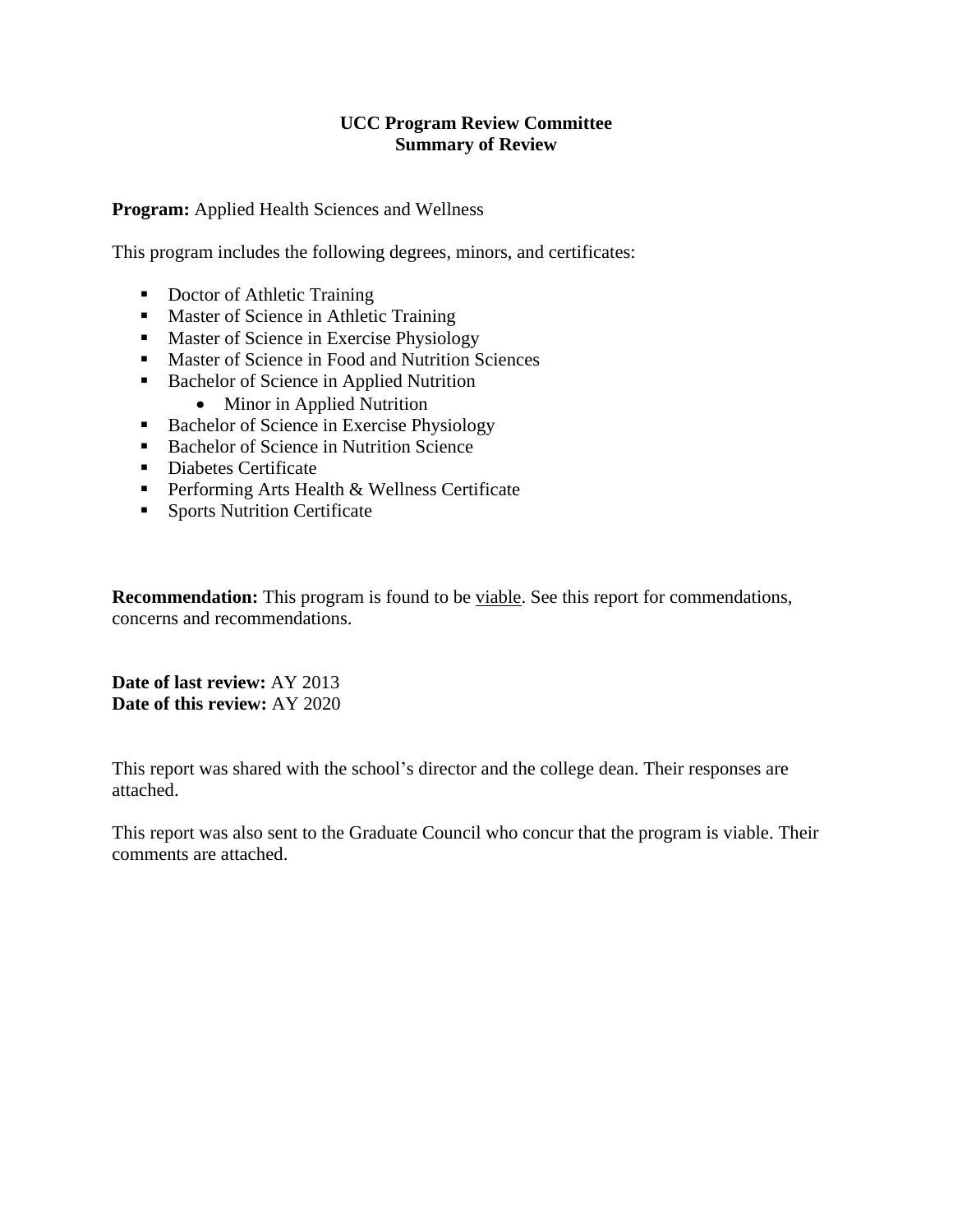# UCC Program Review Committee
## Summary of Review

**Program:** Applied Health Sciences and Wellness

This program includes the following degrees, minors, and certificates:

- Doctor of Athletic Training
- Master of Science in Athletic Training
- Master of Science in Exercise Physiology
- Master of Science in Food and Nutrition Sciences
- Bachelor of Science in Applied Nutrition
  - Minor in Applied Nutrition
- Bachelor of Science in Exercise Physiology
- Bachelor of Science in Nutrition Science
- Diabetes Certificate
- Performing Arts Health & Wellness Certificate
- Sports Nutrition Certificate

**Recommendation:** This program is found to be viable. See this report for commendations, concerns and recommendations.

**Date of last review:** AY 2013
**Date of this review:** AY 2020

This report was shared with the school's director and the college dean. Their responses are attached.

This report was also sent to the Graduate Council who concur that the program is viable. Their comments are attached.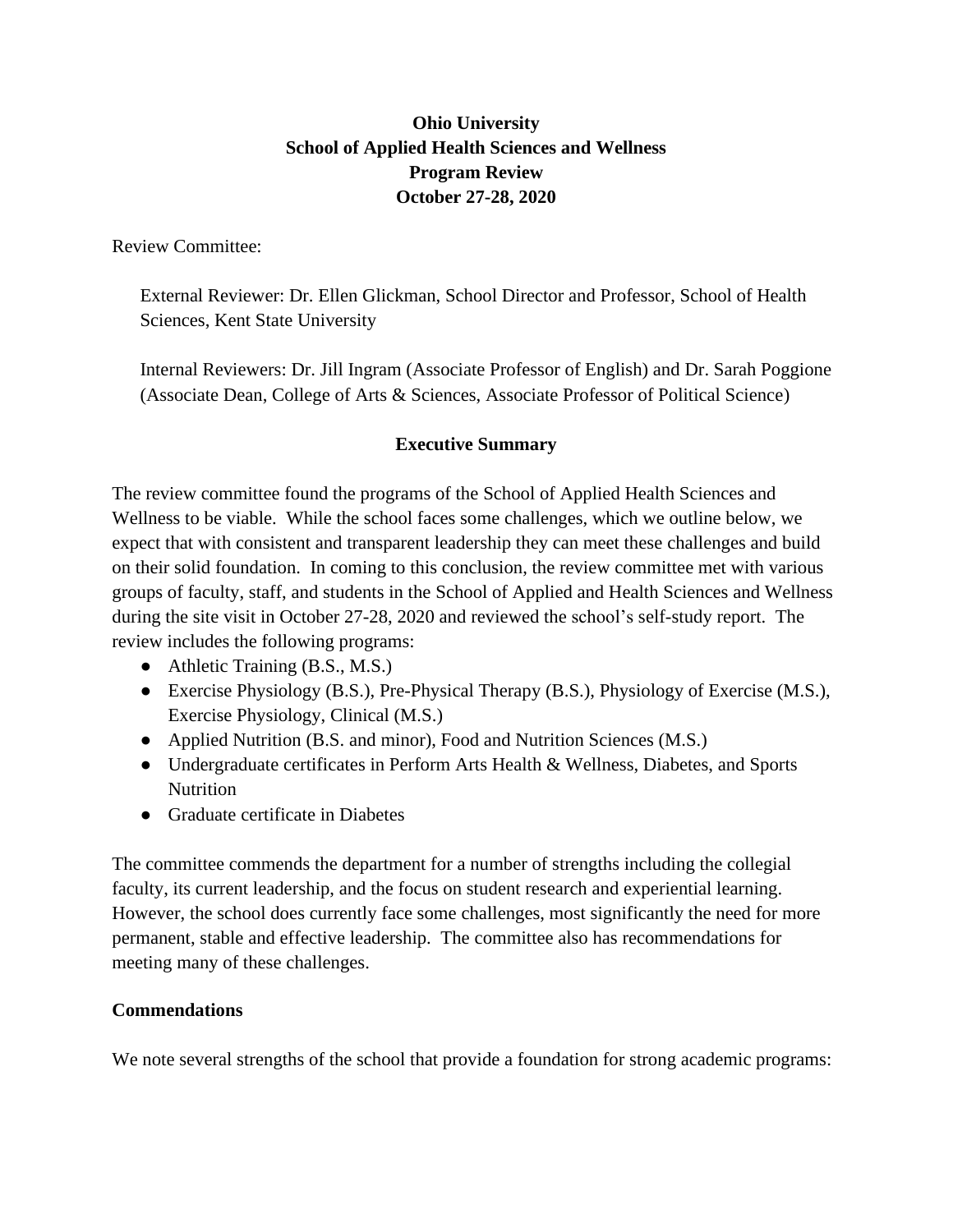**Ohio University**
**School of Applied Health Sciences and Wellness**
**Program Review**
**October 27-28, 2020**

Review Committee:

> External Reviewer: Dr. Ellen Glickman, School Director and Professor, School of Health Sciences, Kent State University
>
> Internal Reviewers: Dr. Jill Ingram (Associate Professor of English) and Dr. Sarah Poggione (Associate Dean, College of Arts & Sciences, Associate Professor of Political Science)

## Executive Summary

The review committee found the programs of the School of Applied Health Sciences and Wellness to be viable. While the school faces some challenges, which we outline below, we expect that with consistent and transparent leadership they can meet these challenges and build on their solid foundation. In coming to this conclusion, the review committee met with various groups of faculty, staff, and students in the School of Applied and Health Sciences and Wellness during the site visit in October 27-28, 2020 and reviewed the school's self-study report. The review includes the following programs:

- Athletic Training (B.S., M.S.)
- Exercise Physiology (B.S.), Pre-Physical Therapy (B.S.), Physiology of Exercise (M.S.), Exercise Physiology, Clinical (M.S.)
- Applied Nutrition (B.S. and minor), Food and Nutrition Sciences (M.S.)
- Undergraduate certificates in Perform Arts Health & Wellness, Diabetes, and Sports Nutrition
- Graduate certificate in Diabetes

The committee commends the department for a number of strengths including the collegial faculty, its current leadership, and the focus on student research and experiential learning. However, the school does currently face some challenges, most significantly the need for more permanent, stable and effective leadership. The committee also has recommendations for meeting many of these challenges.

**Commendations**

We note several strengths of the school that provide a foundation for strong academic programs: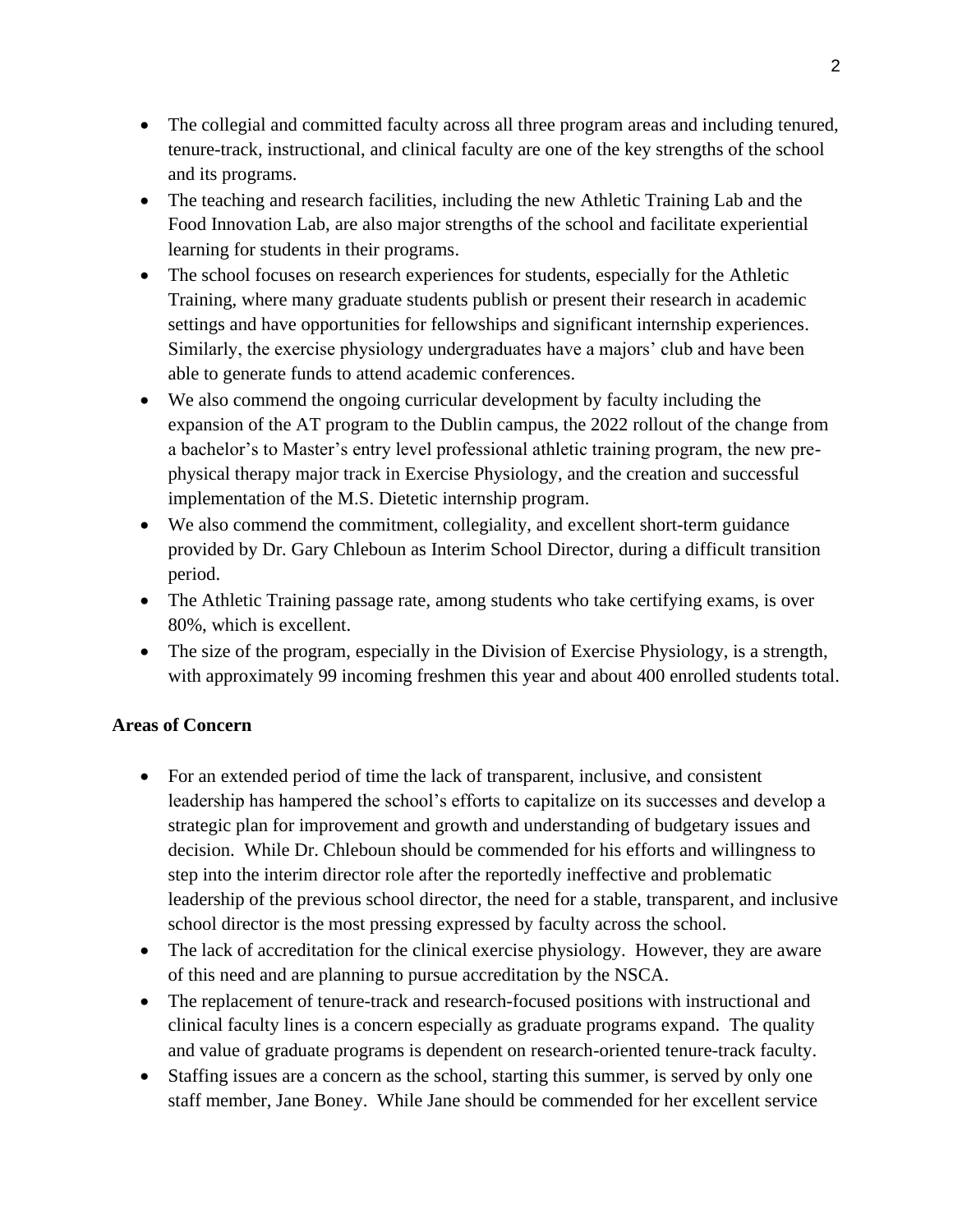- The collegial and committed faculty across all three program areas and including tenured, tenure-track, instructional, and clinical faculty are one of the key strengths of the school and its programs.
- The teaching and research facilities, including the new Athletic Training Lab and the Food Innovation Lab, are also major strengths of the school and facilitate experiential learning for students in their programs.
- The school focuses on research experiences for students, especially for the Athletic Training, where many graduate students publish or present their research in academic settings and have opportunities for fellowships and significant internship experiences. Similarly, the exercise physiology undergraduates have a majors' club and have been able to generate funds to attend academic conferences.
- We also commend the ongoing curricular development by faculty including the expansion of the AT program to the Dublin campus, the 2022 rollout of the change from a bachelor's to Master's entry level professional athletic training program, the new pre-physical therapy major track in Exercise Physiology, and the creation and successful implementation of the M.S. Dietetic internship program.
- We also commend the commitment, collegiality, and excellent short-term guidance provided by Dr. Gary Chleboun as Interim School Director, during a difficult transition period.
- The Athletic Training passage rate, among students who take certifying exams, is over 80%, which is excellent.
- The size of the program, especially in the Division of Exercise Physiology, is a strength, with approximately 99 incoming freshmen this year and about 400 enrolled students total.

**Areas of Concern**

- For an extended period of time the lack of transparent, inclusive, and consistent leadership has hampered the school's efforts to capitalize on its successes and develop a strategic plan for improvement and growth and understanding of budgetary issues and decision. While Dr. Chleboun should be commended for his efforts and willingness to step into the interim director role after the reportedly ineffective and problematic leadership of the previous school director, the need for a stable, transparent, and inclusive school director is the most pressing expressed by faculty across the school.
- The lack of accreditation for the clinical exercise physiology. However, they are aware of this need and are planning to pursue accreditation by the NSCA.
- The replacement of tenure-track and research-focused positions with instructional and clinical faculty lines is a concern especially as graduate programs expand. The quality and value of graduate programs is dependent on research-oriented tenure-track faculty.
- Staffing issues are a concern as the school, starting this summer, is served by only one staff member, Jane Boney. While Jane should be commended for her excellent service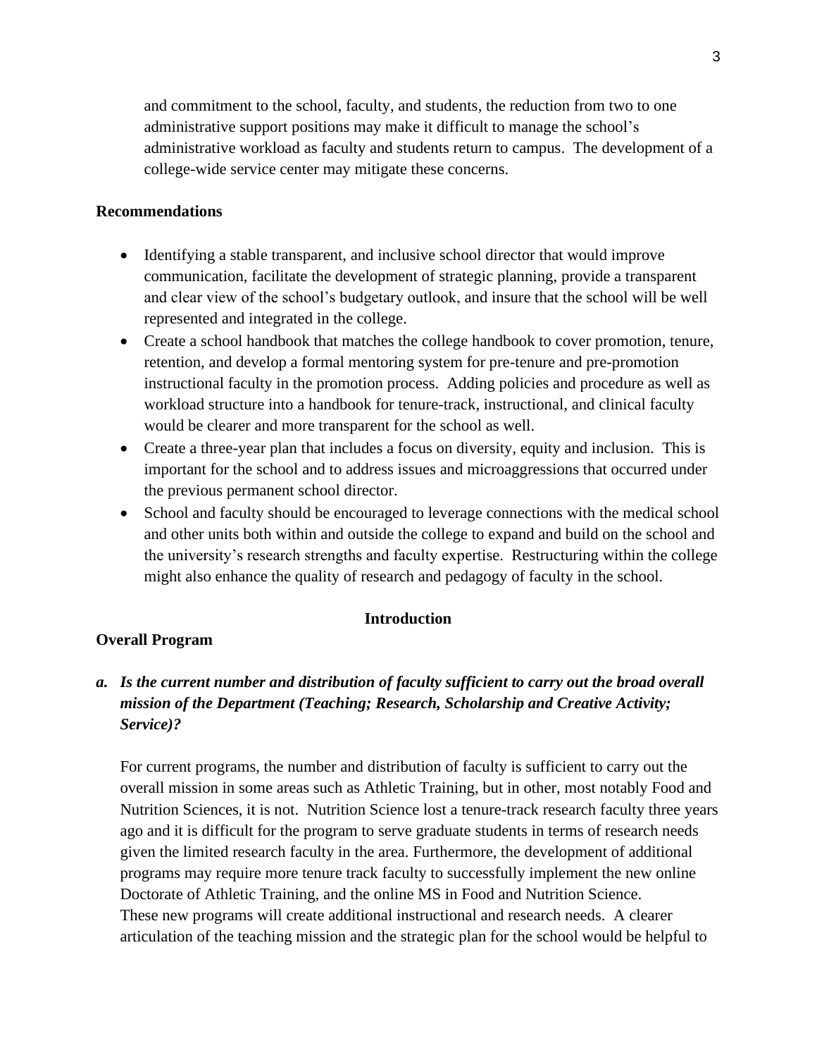and commitment to the school, faculty, and students, the reduction from two to one administrative support positions may make it difficult to manage the school's administrative workload as faculty and students return to campus. The development of a college-wide service center may mitigate these concerns.

**Recommendations**

- Identifying a stable transparent, and inclusive school director that would improve communication, facilitate the development of strategic planning, provide a transparent and clear view of the school's budgetary outlook, and insure that the school will be well represented and integrated in the college.
- Create a school handbook that matches the college handbook to cover promotion, tenure, retention, and develop a formal mentoring system for pre-tenure and pre-promotion instructional faculty in the promotion process. Adding policies and procedure as well as workload structure into a handbook for tenure-track, instructional, and clinical faculty would be clearer and more transparent for the school as well.
- Create a three-year plan that includes a focus on diversity, equity and inclusion. This is important for the school and to address issues and microaggressions that occurred under the previous permanent school director.
- School and faculty should be encouraged to leverage connections with the medical school and other units both within and outside the college to expand and build on the school and the university's research strengths and faculty expertise. Restructuring within the college might also enhance the quality of research and pedagogy of faculty in the school.

## Introduction

**Overall Program**

***a. Is the current number and distribution of faculty sufficient to carry out the broad overall mission of the Department (Teaching; Research, Scholarship and Creative Activity; Service)?***

For current programs, the number and distribution of faculty is sufficient to carry out the overall mission in some areas such as Athletic Training, but in other, most notably Food and Nutrition Sciences, it is not. Nutrition Science lost a tenure-track research faculty three years ago and it is difficult for the program to serve graduate students in terms of research needs given the limited research faculty in the area. Furthermore, the development of additional programs may require more tenure track faculty to successfully implement the new online Doctorate of Athletic Training, and the online MS in Food and Nutrition Science. These new programs will create additional instructional and research needs. A clearer articulation of the teaching mission and the strategic plan for the school would be helpful to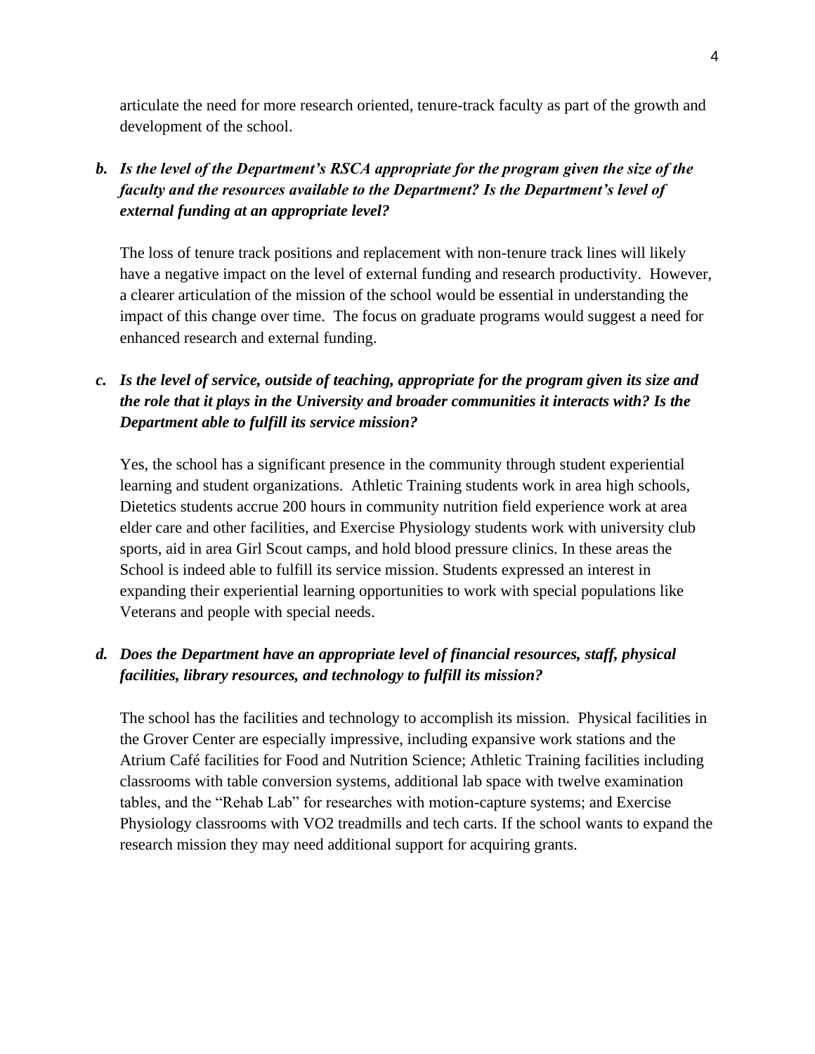articulate the need for more research oriented, tenure-track faculty as part of the growth and development of the school.

***b. Is the level of the Department's RSCA appropriate for the program given the size of the faculty and the resources available to the Department? Is the Department's level of external funding at an appropriate level?***

The loss of tenure track positions and replacement with non-tenure track lines will likely have a negative impact on the level of external funding and research productivity. However, a clearer articulation of the mission of the school would be essential in understanding the impact of this change over time. The focus on graduate programs would suggest a need for enhanced research and external funding.

***c. Is the level of service, outside of teaching, appropriate for the program given its size and the role that it plays in the University and broader communities it interacts with? Is the Department able to fulfill its service mission?***

Yes, the school has a significant presence in the community through student experiential learning and student organizations. Athletic Training students work in area high schools, Dietetics students accrue 200 hours in community nutrition field experience work at area elder care and other facilities, and Exercise Physiology students work with university club sports, aid in area Girl Scout camps, and hold blood pressure clinics. In these areas the School is indeed able to fulfill its service mission. Students expressed an interest in expanding their experiential learning opportunities to work with special populations like Veterans and people with special needs.

***d. Does the Department have an appropriate level of financial resources, staff, physical facilities, library resources, and technology to fulfill its mission?***

The school has the facilities and technology to accomplish its mission. Physical facilities in the Grover Center are especially impressive, including expansive work stations and the Atrium Café facilities for Food and Nutrition Science; Athletic Training facilities including classrooms with table conversion systems, additional lab space with twelve examination tables, and the "Rehab Lab" for researches with motion-capture systems; and Exercise Physiology classrooms with VO2 treadmills and tech carts. If the school wants to expand the research mission they may need additional support for acquiring grants.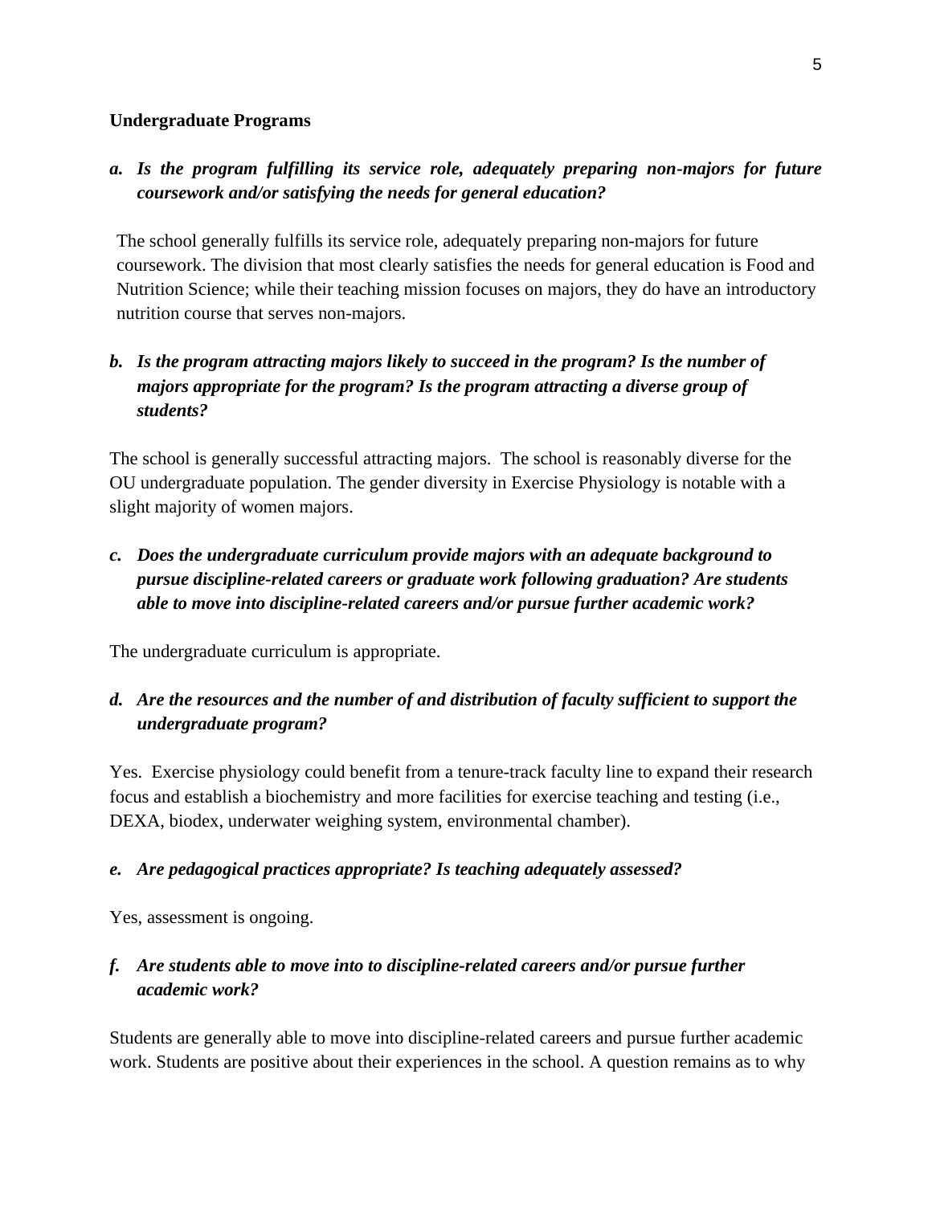**Undergraduate Programs**

a. ***Is the program fulfilling its service role, adequately preparing non-majors for future coursework and/or satisfying the needs for general education?***

The school generally fulfills its service role, adequately preparing non-majors for future coursework. The division that most clearly satisfies the needs for general education is Food and Nutrition Science; while their teaching mission focuses on majors, they do have an introductory nutrition course that serves non-majors.

b. ***Is the program attracting majors likely to succeed in the program? Is the number of majors appropriate for the program? Is the program attracting a diverse group of students?***

The school is generally successful attracting majors. The school is reasonably diverse for the OU undergraduate population. The gender diversity in Exercise Physiology is notable with a slight majority of women majors.

c. ***Does the undergraduate curriculum provide majors with an adequate background to pursue discipline-related careers or graduate work following graduation? Are students able to move into discipline-related careers and/or pursue further academic work?***

The undergraduate curriculum is appropriate.

d. ***Are the resources and the number of and distribution of faculty sufficient to support the undergraduate program?***

Yes. Exercise physiology could benefit from a tenure-track faculty line to expand their research focus and establish a biochemistry and more facilities for exercise teaching and testing (i.e., DEXA, biodex, underwater weighing system, environmental chamber).

e. ***Are pedagogical practices appropriate? Is teaching adequately assessed?***

Yes, assessment is ongoing.

f. ***Are students able to move into to discipline-related careers and/or pursue further academic work?***

Students are generally able to move into discipline-related careers and pursue further academic work. Students are positive about their experiences in the school. A question remains as to why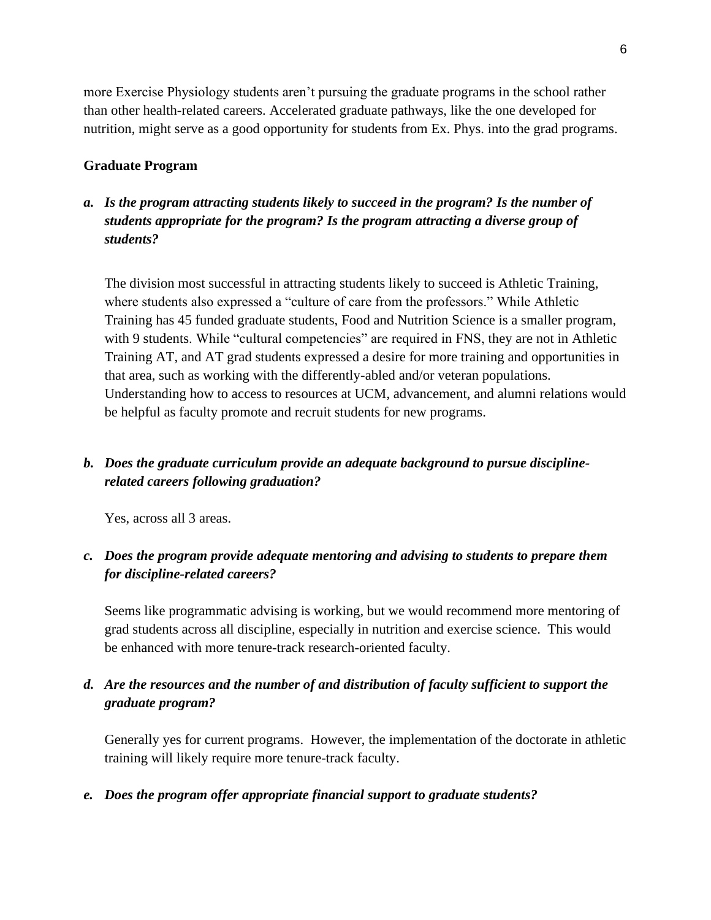more Exercise Physiology students aren't pursuing the graduate programs in the school rather than other health-related careers. Accelerated graduate pathways, like the one developed for nutrition, might serve as a good opportunity for students from Ex. Phys. into the grad programs.

**Graduate Program**

*a. **Is the program attracting students likely to succeed in the program? Is the number of students appropriate for the program? Is the program attracting a diverse group of students?***

The division most successful in attracting students likely to succeed is Athletic Training, where students also expressed a "culture of care from the professors." While Athletic Training has 45 funded graduate students, Food and Nutrition Science is a smaller program, with 9 students. While "cultural competencies" are required in FNS, they are not in Athletic Training AT, and AT grad students expressed a desire for more training and opportunities in that area, such as working with the differently-abled and/or veteran populations. Understanding how to access to resources at UCM, advancement, and alumni relations would be helpful as faculty promote and recruit students for new programs.

*b. **Does the graduate curriculum provide an adequate background to pursue discipline-related careers following graduation?***

Yes, across all 3 areas.

*c. **Does the program provide adequate mentoring and advising to students to prepare them for discipline-related careers?***

Seems like programmatic advising is working, but we would recommend more mentoring of grad students across all discipline, especially in nutrition and exercise science. This would be enhanced with more tenure-track research-oriented faculty.

*d. **Are the resources and the number of and distribution of faculty sufficient to support the graduate program?***

Generally yes for current programs. However, the implementation of the doctorate in athletic training will likely require more tenure-track faculty.

*e. **Does the program offer appropriate financial support to graduate students?***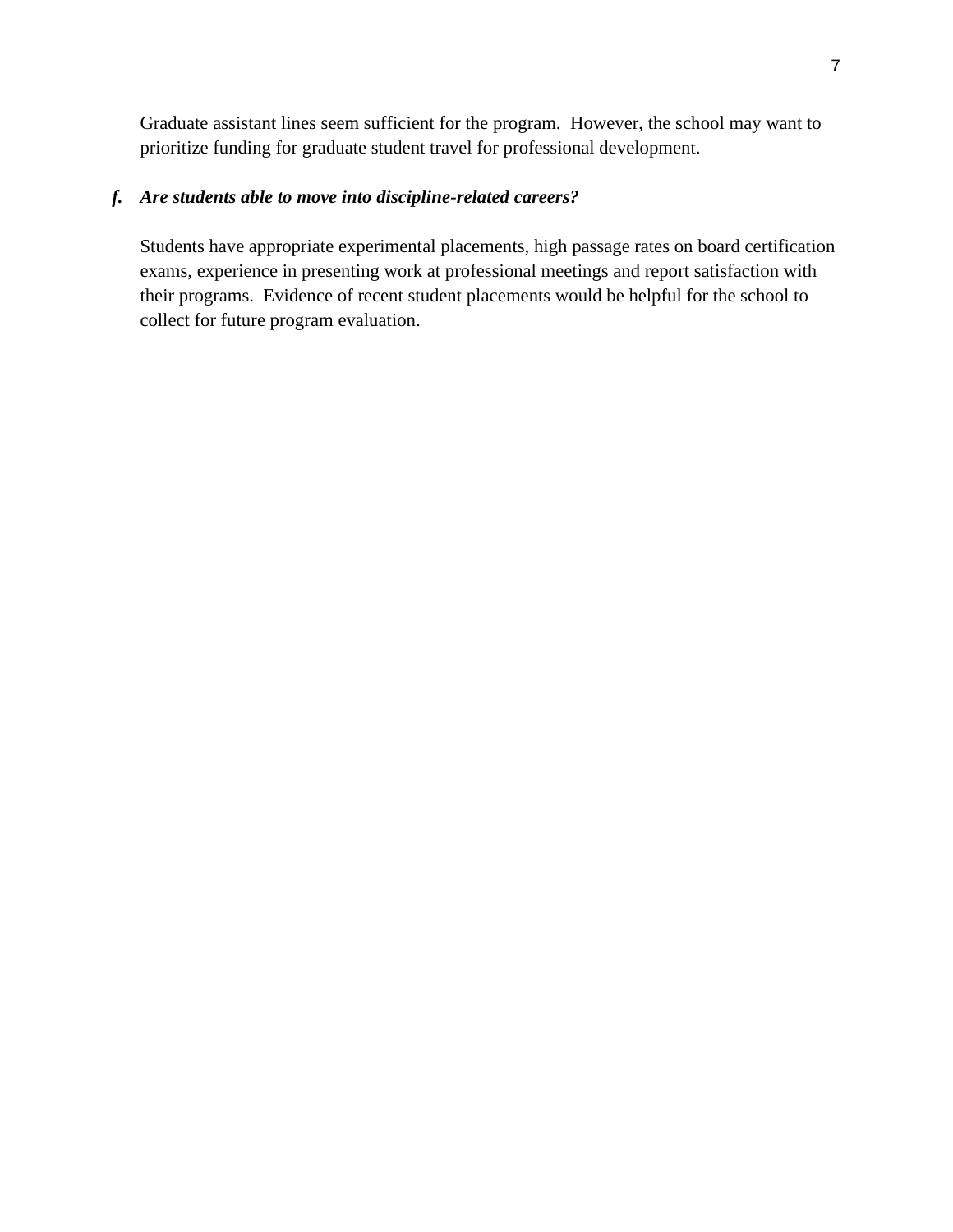Graduate assistant lines seem sufficient for the program. However, the school may want to prioritize funding for graduate student travel for professional development.

***f. Are students able to move into discipline-related careers?***

Students have appropriate experimental placements, high passage rates on board certification exams, experience in presenting work at professional meetings and report satisfaction with their programs. Evidence of recent student placements would be helpful for the school to collect for future program evaluation.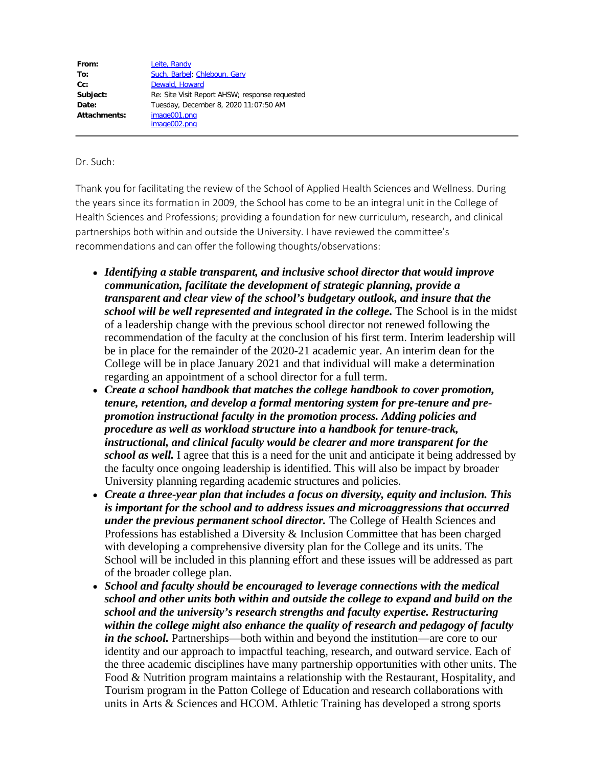| | |
|---|---|
| **From:** | Leite, Randy |
| **To:** | Such, Barbel; Chleboun, Gary |
| **Cc:** | Dewald, Howard |
| **Subject:** | Re: Site Visit Report AHSW; response requested |
| **Date:** | Tuesday, December 8, 2020 11:07:50 AM |
| **Attachments:** | image001.png<br>image002.png |

Dr. Such:

Thank you for facilitating the review of the School of Applied Health Sciences and Wellness. During the years since its formation in 2009, the School has come to be an integral unit in the College of Health Sciences and Professions; providing a foundation for new curriculum, research, and clinical partnerships both within and outside the University. I have reviewed the committee's recommendations and can offer the following thoughts/observations:

- ***Identifying a stable transparent, and inclusive school director that would improve communication, facilitate the development of strategic planning, provide a transparent and clear view of the school's budgetary outlook, and insure that the school will be well represented and integrated in the college.*** The School is in the midst of a leadership change with the previous school director not renewed following the recommendation of the faculty at the conclusion of his first term. Interim leadership will be in place for the remainder of the 2020-21 academic year. An interim dean for the College will be in place January 2021 and that individual will make a determination regarding an appointment of a school director for a full term.
- ***Create a school handbook that matches the college handbook to cover promotion, tenure, retention, and develop a formal mentoring system for pre-tenure and pre-promotion instructional faculty in the promotion process. Adding policies and procedure as well as workload structure into a handbook for tenure-track, instructional, and clinical faculty would be clearer and more transparent for the school as well.*** I agree that this is a need for the unit and anticipate it being addressed by the faculty once ongoing leadership is identified. This will also be impact by broader University planning regarding academic structures and policies.
- ***Create a three-year plan that includes a focus on diversity, equity and inclusion. This is important for the school and to address issues and microaggressions that occurred under the previous permanent school director.*** The College of Health Sciences and Professions has established a Diversity & Inclusion Committee that has been charged with developing a comprehensive diversity plan for the College and its units. The School will be included in this planning effort and these issues will be addressed as part of the broader college plan.
- ***School and faculty should be encouraged to leverage connections with the medical school and other units both within and outside the college to expand and build on the school and the university's research strengths and faculty expertise. Restructuring within the college might also enhance the quality of research and pedagogy of faculty in the school.*** Partnerships—both within and beyond the institution—are core to our identity and our approach to impactful teaching, research, and outward service. Each of the three academic disciplines have many partnership opportunities with other units. The Food & Nutrition program maintains a relationship with the Restaurant, Hospitality, and Tourism program in the Patton College of Education and research collaborations with units in Arts & Sciences and HCOM. Athletic Training has developed a strong sports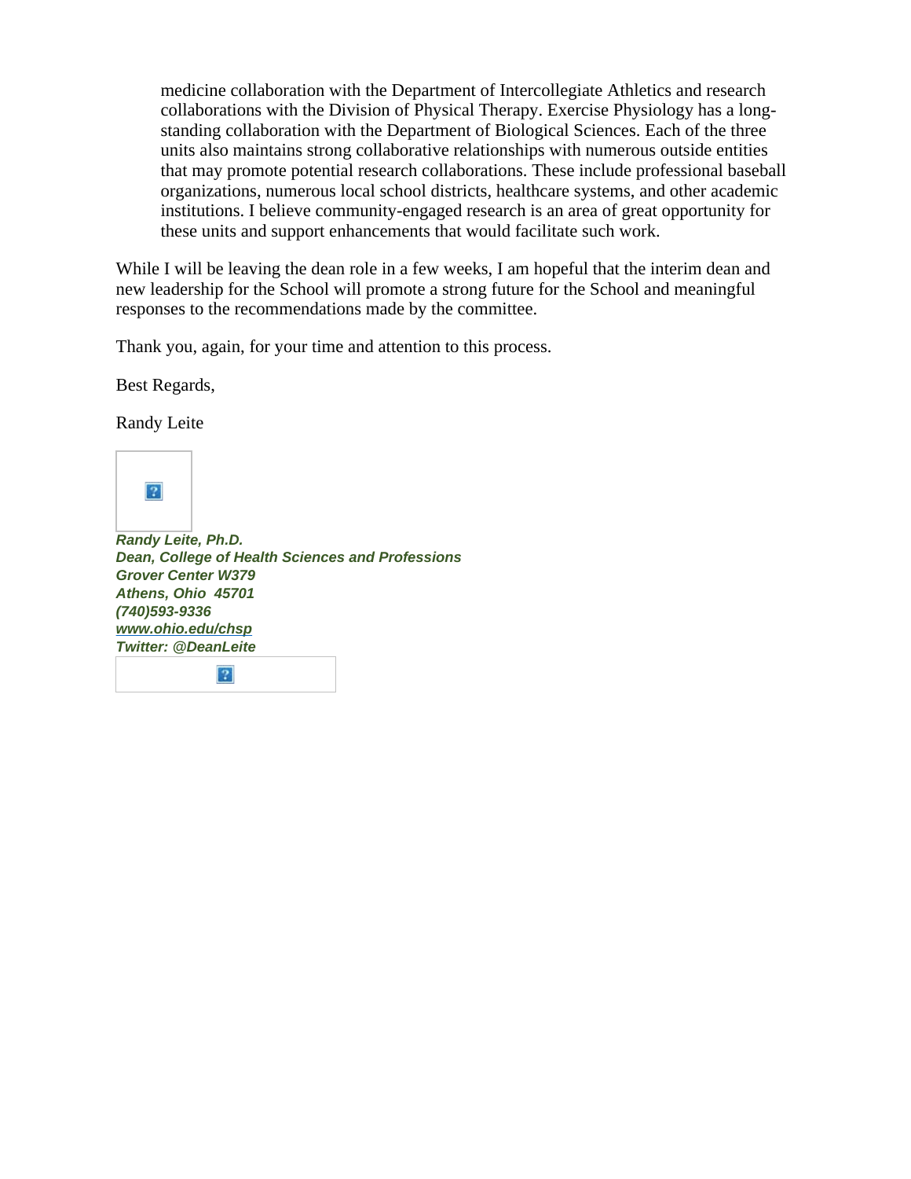medicine collaboration with the Department of Intercollegiate Athletics and research collaborations with the Division of Physical Therapy. Exercise Physiology has a long-standing collaboration with the Department of Biological Sciences. Each of the three units also maintains strong collaborative relationships with numerous outside entities that may promote potential research collaborations. These include professional baseball organizations, numerous local school districts, healthcare systems, and other academic institutions. I believe community-engaged research is an area of great opportunity for these units and support enhancements that would facilitate such work.

While I will be leaving the dean role in a few weeks, I am hopeful that the interim dean and new leadership for the School will promote a strong future for the School and meaningful responses to the recommendations made by the committee.

Thank you, again, for your time and attention to this process.

Best Regards,

Randy Leite

***Randy Leite, Ph.D.***
***Dean, College of Health Sciences and Professions***
***Grover Center W379***
***Athens, Ohio 45701***
***(740)593-9336***
***www.ohio.edu/chsp***
***Twitter: @DeanLeite***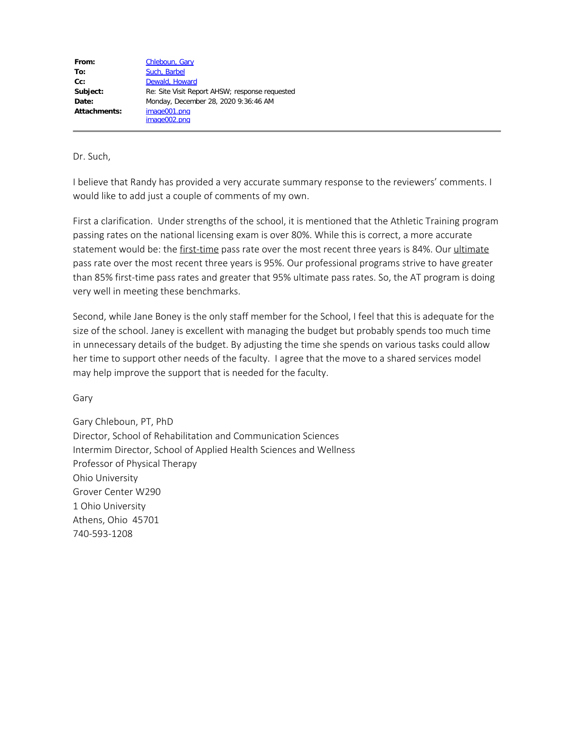| | |
|---|---|
| **From:** | Chleboun, Gary |
| **To:** | Such, Barbel |
| **Cc:** | Dewald, Howard |
| **Subject:** | Re: Site Visit Report AHSW; response requested |
| **Date:** | Monday, December 28, 2020 9:36:46 AM |
| **Attachments:** | image001.png<br>image002.png |

---

Dr. Such,

I believe that Randy has provided a very accurate summary response to the reviewers' comments. I would like to add just a couple of comments of my own.

First a clarification. Under strengths of the school, it is mentioned that the Athletic Training program passing rates on the national licensing exam is over 80%. While this is correct, a more accurate statement would be: the first-time pass rate over the most recent three years is 84%. Our ultimate pass rate over the most recent three years is 95%. Our professional programs strive to have greater than 85% first-time pass rates and greater that 95% ultimate pass rates. So, the AT program is doing very well in meeting these benchmarks.

Second, while Jane Boney is the only staff member for the School, I feel that this is adequate for the size of the school. Janey is excellent with managing the budget but probably spends too much time in unnecessary details of the budget. By adjusting the time she spends on various tasks could allow her time to support other needs of the faculty. I agree that the move to a shared services model may help improve the support that is needed for the faculty.

Gary

Gary Chleboun, PT, PhD
Director, School of Rehabilitation and Communication Sciences
Intermim Director, School of Applied Health Sciences and Wellness
Professor of Physical Therapy
Ohio University
Grover Center W290
1 Ohio University
Athens, Ohio 45701
740-593-1208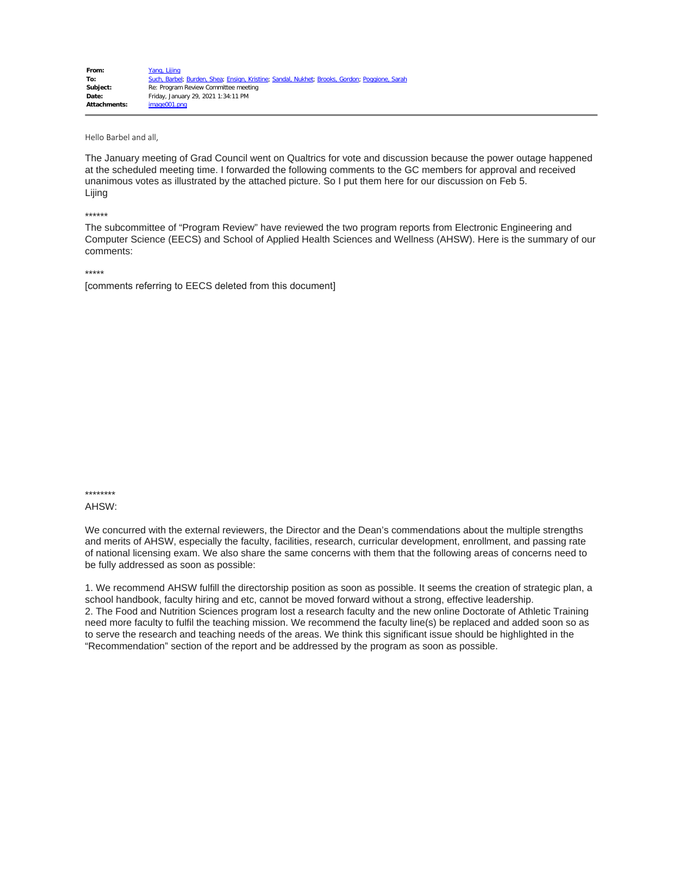| | |
|---|---|
| **From:** | Yang, Lijing |
| **To:** | Such, Barbel; Burden, Shea; Ensign, Kristine; Sandal, Nukhet; Brooks, Gordon; Poggione, Sarah |
| **Subject:** | Re: Program Review Committee meeting |
| **Date:** | Friday, January 29, 2021 1:34:11 PM |
| **Attachments:** | image001.png |

Hello Barbel and all,

The January meeting of Grad Council went on Qualtrics for vote and discussion because the power outage happened at the scheduled meeting time. I forwarded the following comments to the GC members for approval and received unanimous votes as illustrated by the attached picture. So I put them here for our discussion on Feb 5.
Lijing

******

The subcommittee of "Program Review" have reviewed the two program reports from Electronic Engineering and Computer Science (EECS) and School of Applied Health Sciences and Wellness (AHSW). Here is the summary of our comments:

*****

[comments referring to EECS deleted from this document]

********

AHSW:

We concurred with the external reviewers, the Director and the Dean's commendations about the multiple strengths and merits of AHSW, especially the faculty, facilities, research, curricular development, enrollment, and passing rate of national licensing exam. We also share the same concerns with them that the following areas of concerns need to be fully addressed as soon as possible:

1. We recommend AHSW fulfill the directorship position as soon as possible. It seems the creation of strategic plan, a school handbook, faculty hiring and etc, cannot be moved forward without a strong, effective leadership.
2. The Food and Nutrition Sciences program lost a research faculty and the new online Doctorate of Athletic Training need more faculty to fulfil the teaching mission. We recommend the faculty line(s) be replaced and added soon so as to serve the research and teaching needs of the areas. We think this significant issue should be highlighted in the "Recommendation" section of the report and be addressed by the program as soon as possible.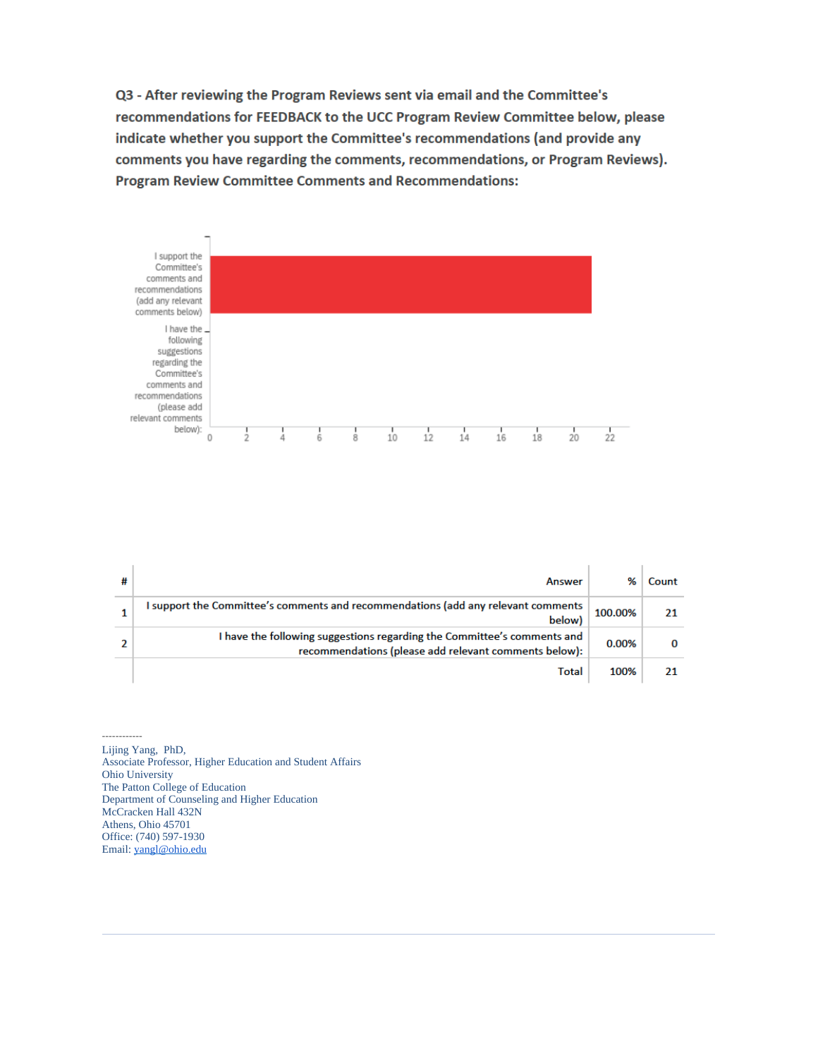**Q3 - After reviewing the Program Reviews sent via email and the Committee's recommendations for FEEDBACK to the UCC Program Review Committee below, please indicate whether you support the Committee's recommendations (and provide any comments you have regarding the comments, recommendations, or Program Reviews). Program Review Committee Comments and Recommendations:**

I support the Committee's comments and recommendations (add any relevant comments below)

I have the following suggestions regarding the Committee's comments and recommendations (please add relevant comments below):

0 2 4 6 8 10 12 14 16 18 20 22

| # | Answer | % | Count |
|---|---|---|---|
| 1 | I support the Committee's comments and recommendations (add any relevant comments below) | 100.00% | 21 |
| 2 | I have the following suggestions regarding the Committee's comments and recommendations (please add relevant comments below): | 0.00% | 0 |
| | Total | 100% | 21 |

------------

Lijing Yang, PhD,
Associate Professor, Higher Education and Student Affairs
Ohio University
The Patton College of Education
Department of Counseling and Higher Education
McCracken Hall 432N
Athens, Ohio 45701
Office: (740) 597-1930
Email: yangl@ohio.edu